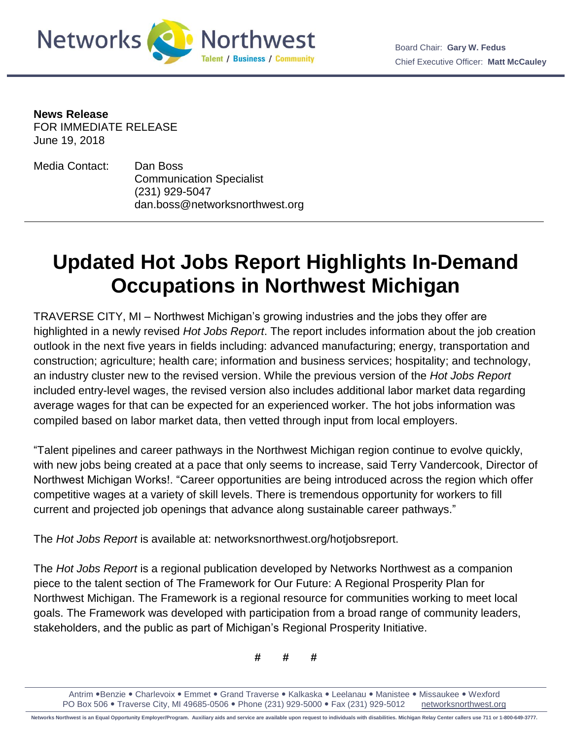Networks Northwest
Talent / Business / Community

Board Chair: **Gary W. Fedus**
Chief Executive Officer: **Matt McCauley**

**News Release**
FOR IMMEDIATE RELEASE
June 19, 2018

Media Contact: Dan Boss
Communication Specialist
(231) 929-5047
dan.boss@networksnorthwest.org

# Updated Hot Jobs Report Highlights In-Demand Occupations in Northwest Michigan

TRAVERSE CITY, MI – Northwest Michigan's growing industries and the jobs they offer are highlighted in a newly revised *Hot Jobs Report*. The report includes information about the job creation outlook in the next five years in fields including: advanced manufacturing; energy, transportation and construction; agriculture; health care; information and business services; hospitality; and technology, an industry cluster new to the revised version. While the previous version of the *Hot Jobs Report* included entry-level wages, the revised version also includes additional labor market data regarding average wages for that can be expected for an experienced worker. The hot jobs information was compiled based on labor market data, then vetted through input from local employers.

"Talent pipelines and career pathways in the Northwest Michigan region continue to evolve quickly, with new jobs being created at a pace that only seems to increase, said Terry Vandercook, Director of Northwest Michigan Works!. "Career opportunities are being introduced across the region which offer competitive wages at a variety of skill levels. There is tremendous opportunity for workers to fill current and projected job openings that advance along sustainable career pathways."

The *Hot Jobs Report* is available at: networksnorthwest.org/hotjobsreport.

The *Hot Jobs Report* is a regional publication developed by Networks Northwest as a companion piece to the talent section of The Framework for Our Future: A Regional Prosperity Plan for Northwest Michigan. The Framework is a regional resource for communities working to meet local goals. The Framework was developed with participation from a broad range of community leaders, stakeholders, and the public as part of Michigan's Regional Prosperity Initiative.

# # #

Antrim • Benzie • Charlevoix • Emmet • Grand Traverse • Kalkaska • Leelanau • Manistee • Missaukee • Wexford
PO Box 506 • Traverse City, MI 49685-0506 • Phone (231) 929-5000 • Fax (231) 929-5012 networksnorthwest.org

Networks Northwest is an Equal Opportunity Employer/Program. Auxiliary aids and service are available upon request to individuals with disabilities. Michigan Relay Center callers use 711 or 1-800-649-3777.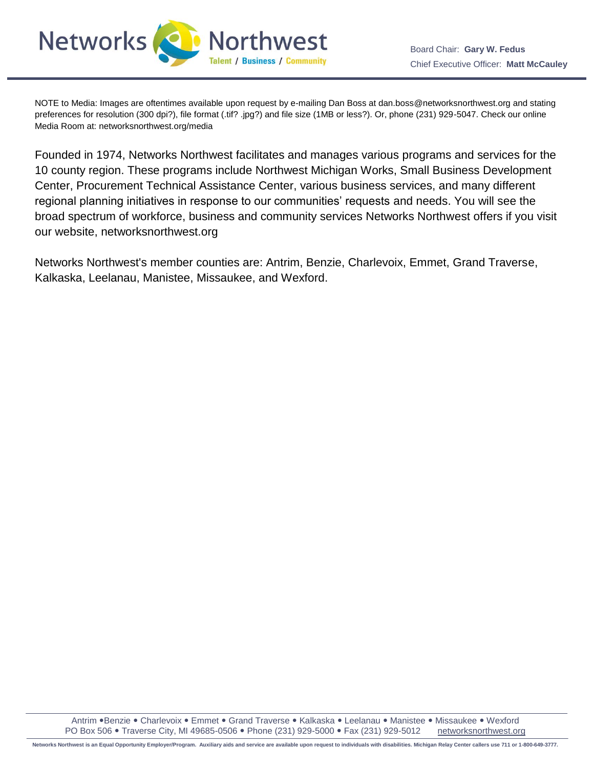NOTE to Media: Images are oftentimes available upon request by e-mailing Dan Boss at dan.boss@networksnorthwest.org and stating preferences for resolution (300 dpi?), file format (.tif? .jpg?) and file size (1MB or less?). Or, phone (231) 929-5047. Check our online Media Room at: networksnorthwest.org/media

Founded in 1974, Networks Northwest facilitates and manages various programs and services for the 10 county region. These programs include Northwest Michigan Works, Small Business Development Center, Procurement Technical Assistance Center, various business services, and many different regional planning initiatives in response to our communities' requests and needs. You will see the broad spectrum of workforce, business and community services Networks Northwest offers if you visit our website, networksnorthwest.org

Networks Northwest's member counties are: Antrim, Benzie, Charlevoix, Emmet, Grand Traverse, Kalkaska, Leelanau, Manistee, Missaukee, and Wexford.